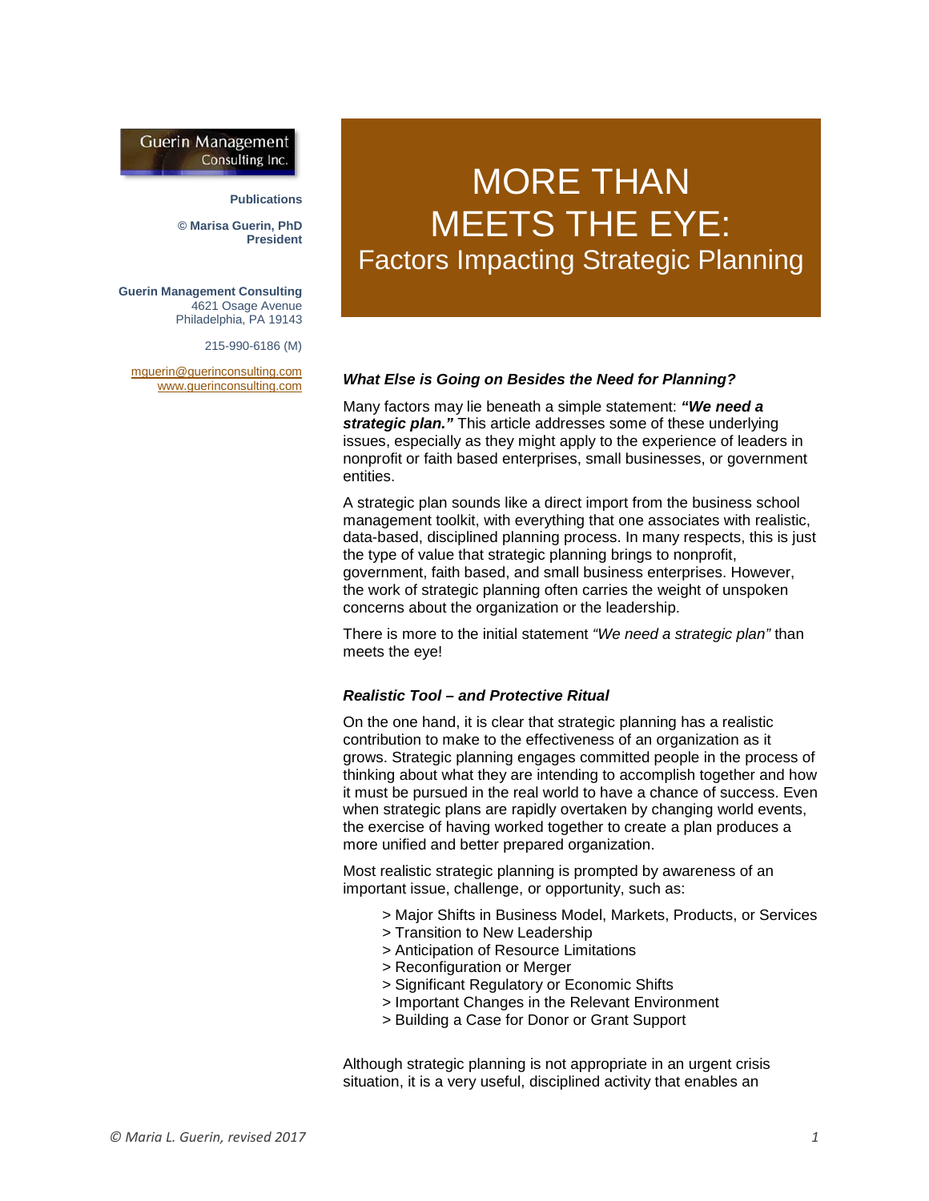Guerin Management Consulting Inc.

**Publications**

**© Marisa Guerin, PhD**
**President**

**Guerin Management Consulting**
4621 Osage Avenue
Philadelphia, PA 19143

215-990-6186 (M)

mguerin@guerinconsulting.com
www.guerinconsulting.com

# MORE THAN MEETS THE EYE:

## Factors Impacting Strategic Planning

### *What Else is Going on Besides the Need for Planning?*

Many factors may lie beneath a simple statement: ***"We need a strategic plan."*** This article addresses some of these underlying issues, especially as they might apply to the experience of leaders in nonprofit or faith based enterprises, small businesses, or government entities.

A strategic plan sounds like a direct import from the business school management toolkit, with everything that one associates with realistic, data-based, disciplined planning process. In many respects, this is just the type of value that strategic planning brings to nonprofit, government, faith based, and small business enterprises. However, the work of strategic planning often carries the weight of unspoken concerns about the organization or the leadership.

There is more to the initial statement *"We need a strategic plan"* than meets the eye!

### *Realistic Tool – and Protective Ritual*

On the one hand, it is clear that strategic planning has a realistic contribution to make to the effectiveness of an organization as it grows. Strategic planning engages committed people in the process of thinking about what they are intending to accomplish together and how it must be pursued in the real world to have a chance of success. Even when strategic plans are rapidly overtaken by changing world events, the exercise of having worked together to create a plan produces a more unified and better prepared organization.

Most realistic strategic planning is prompted by awareness of an important issue, challenge, or opportunity, such as:

> Major Shifts in Business Model, Markets, Products, or Services
> Transition to New Leadership
> Anticipation of Resource Limitations
> Reconfiguration or Merger
> Significant Regulatory or Economic Shifts
> Important Changes in the Relevant Environment
> Building a Case for Donor or Grant Support

Although strategic planning is not appropriate in an urgent crisis situation, it is a very useful, disciplined activity that enables an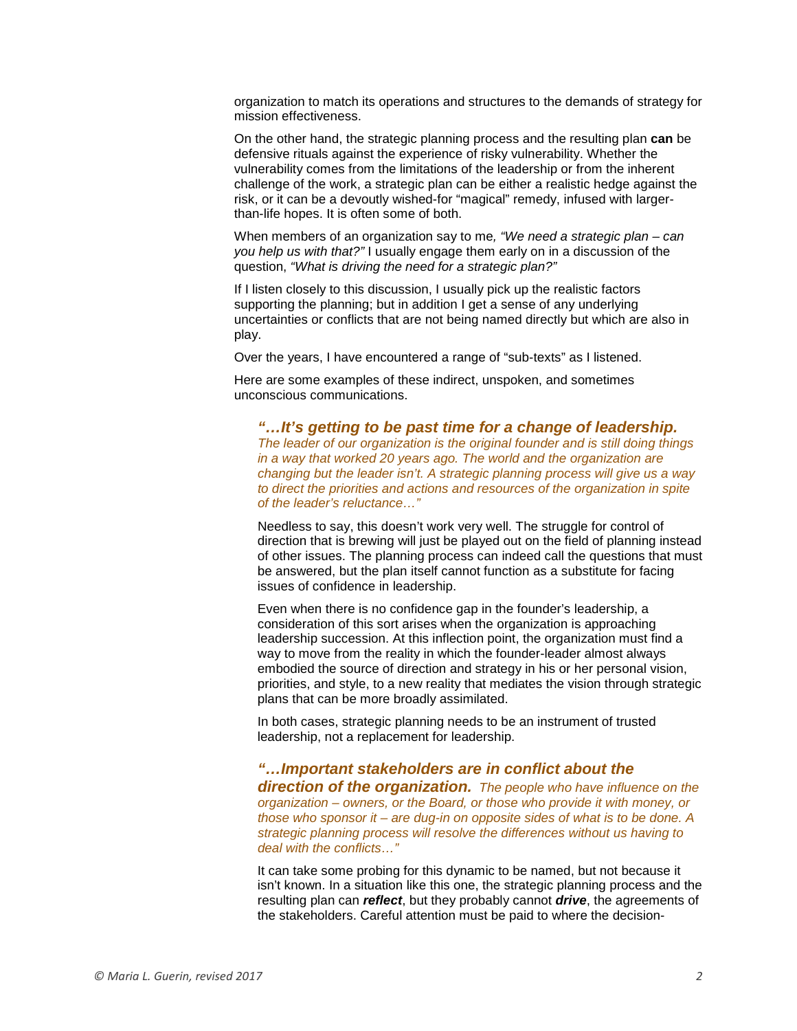organization to match its operations and structures to the demands of strategy for mission effectiveness.

On the other hand, the strategic planning process and the resulting plan **can** be defensive rituals against the experience of risky vulnerability. Whether the vulnerability comes from the limitations of the leadership or from the inherent challenge of the work, a strategic plan can be either a realistic hedge against the risk, or it can be a devoutly wished-for "magical" remedy, infused with larger-than-life hopes. It is often some of both.

When members of an organization say to me, *"We need a strategic plan – can you help us with that?"* I usually engage them early on in a discussion of the question, *"What is driving the need for a strategic plan?"*

If I listen closely to this discussion, I usually pick up the realistic factors supporting the planning; but in addition I get a sense of any underlying uncertainties or conflicts that are not being named directly but which are also in play.

Over the years, I have encountered a range of "sub-texts" as I listened.

Here are some examples of these indirect, unspoken, and sometimes unconscious communications.

> ***"…It's getting to be past time for a change of leadership.***
> *The leader of our organization is the original founder and is still doing things in a way that worked 20 years ago. The world and the organization are changing but the leader isn't. A strategic planning process will give us a way to direct the priorities and actions and resources of the organization in spite of the leader's reluctance…"*
>
> Needless to say, this doesn't work very well. The struggle for control of direction that is brewing will just be played out on the field of planning instead of other issues. The planning process can indeed call the questions that must be answered, but the plan itself cannot function as a substitute for facing issues of confidence in leadership.
>
> Even when there is no confidence gap in the founder's leadership, a consideration of this sort arises when the organization is approaching leadership succession. At this inflection point, the organization must find a way to move from the reality in which the founder-leader almost always embodied the source of direction and strategy in his or her personal vision, priorities, and style, to a new reality that mediates the vision through strategic plans that can be more broadly assimilated.
>
> In both cases, strategic planning needs to be an instrument of trusted leadership, not a replacement for leadership.
>
> ***"…Important stakeholders are in conflict about the direction of the organization.*** *The people who have influence on the organization – owners, or the Board, or those who provide it with money, or those who sponsor it – are dug-in on opposite sides of what is to be done. A strategic planning process will resolve the differences without us having to deal with the conflicts…"*
>
> It can take some probing for this dynamic to be named, but not because it isn't known. In a situation like this one, the strategic planning process and the resulting plan can ***reflect***, but they probably cannot ***drive***, the agreements of the stakeholders. Careful attention must be paid to where the decision-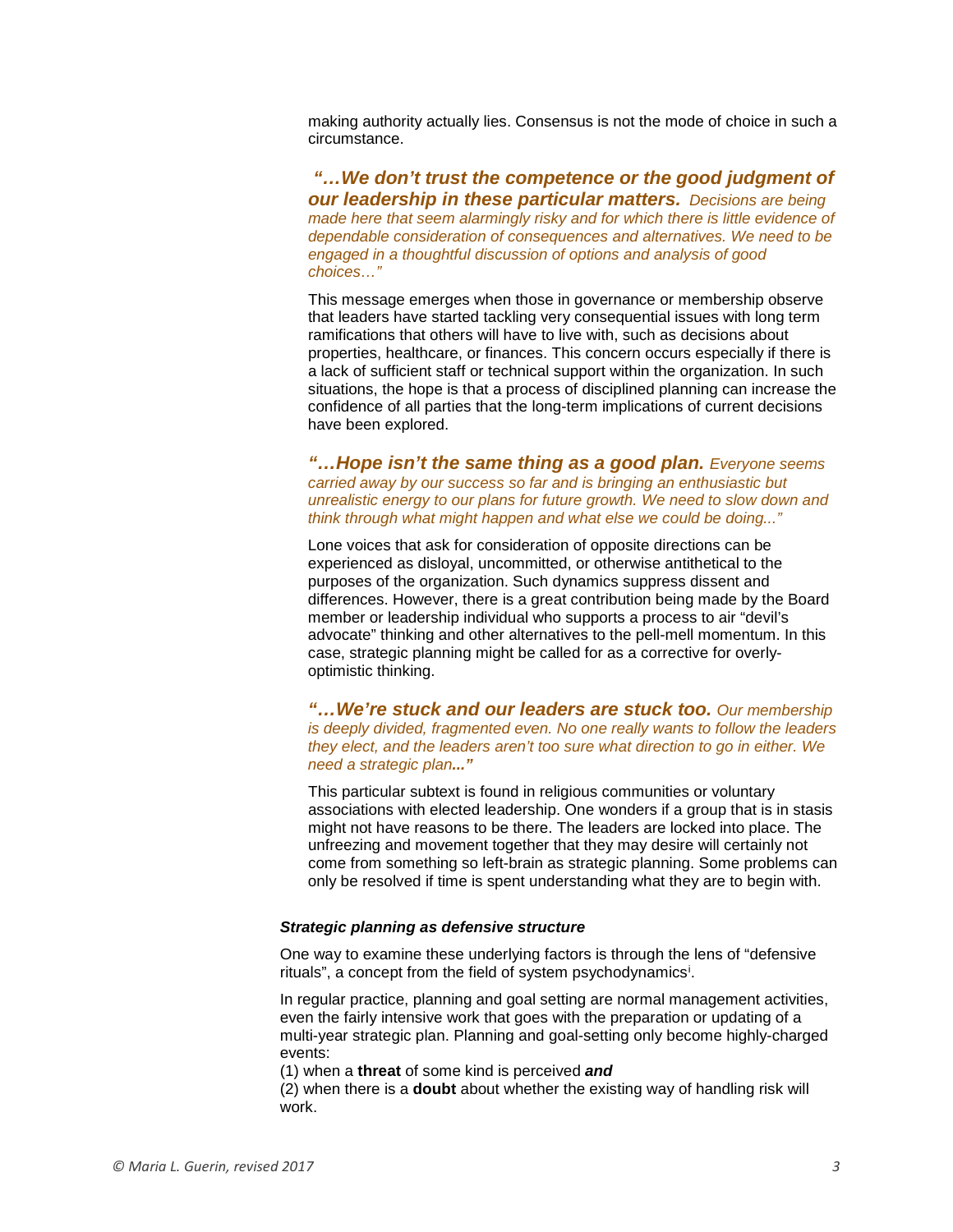making authority actually lies. Consensus is not the mode of choice in such a circumstance.

***"…We don't trust the competence or the good judgment of our leadership in these particular matters.*** *Decisions are being made here that seem alarmingly risky and for which there is little evidence of dependable consideration of consequences and alternatives. We need to be engaged in a thoughtful discussion of options and analysis of good choices…"*

This message emerges when those in governance or membership observe that leaders have started tackling very consequential issues with long term ramifications that others will have to live with, such as decisions about properties, healthcare, or finances. This concern occurs especially if there is a lack of sufficient staff or technical support within the organization. In such situations, the hope is that a process of disciplined planning can increase the confidence of all parties that the long-term implications of current decisions have been explored.

***"…Hope isn't the same thing as a good plan.*** *Everyone seems carried away by our success so far and is bringing an enthusiastic but unrealistic energy to our plans for future growth. We need to slow down and think through what might happen and what else we could be doing..."*

Lone voices that ask for consideration of opposite directions can be experienced as disloyal, uncommitted, or otherwise antithetical to the purposes of the organization. Such dynamics suppress dissent and differences. However, there is a great contribution being made by the Board member or leadership individual who supports a process to air "devil's advocate" thinking and other alternatives to the pell-mell momentum. In this case, strategic planning might be called for as a corrective for overly-optimistic thinking.

***"…We're stuck and our leaders are stuck too.*** *Our membership is deeply divided, fragmented even. No one really wants to follow the leaders they elect, and the leaders aren't too sure what direction to go in either. We need a strategic plan..."*

This particular subtext is found in religious communities or voluntary associations with elected leadership. One wonders if a group that is in stasis might not have reasons to be there. The leaders are locked into place. The unfreezing and movement together that they may desire will certainly not come from something so left-brain as strategic planning. Some problems can only be resolved if time is spent understanding what they are to begin with.

***Strategic planning as defensive structure***

One way to examine these underlying factors is through the lens of "defensive rituals", a concept from the field of system psychodynamics[i].

In regular practice, planning and goal setting are normal management activities, even the fairly intensive work that goes with the preparation or updating of a multi-year strategic plan. Planning and goal-setting only become highly-charged events:

(1) when a **threat** of some kind is perceived ***and***

(2) when there is a **doubt** about whether the existing way of handling risk will work.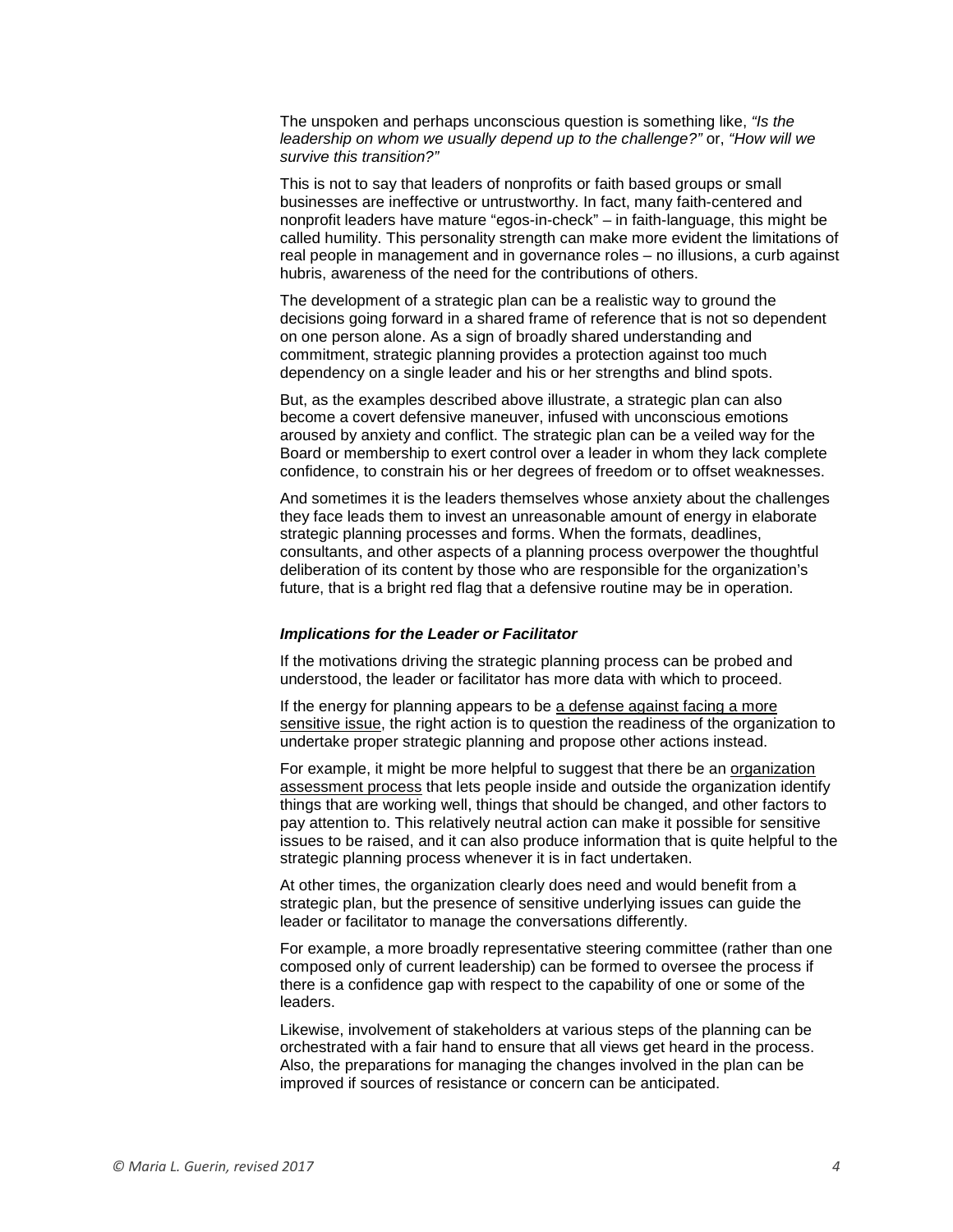The unspoken and perhaps unconscious question is something like, *"Is the leadership on whom we usually depend up to the challenge?"* or, *"How will we survive this transition?"*

This is not to say that leaders of nonprofits or faith based groups or small businesses are ineffective or untrustworthy. In fact, many faith-centered and nonprofit leaders have mature "egos-in-check" – in faith-language, this might be called humility. This personality strength can make more evident the limitations of real people in management and in governance roles – no illusions, a curb against hubris, awareness of the need for the contributions of others.

The development of a strategic plan can be a realistic way to ground the decisions going forward in a shared frame of reference that is not so dependent on one person alone. As a sign of broadly shared understanding and commitment, strategic planning provides a protection against too much dependency on a single leader and his or her strengths and blind spots.

But, as the examples described above illustrate, a strategic plan can also become a covert defensive maneuver, infused with unconscious emotions aroused by anxiety and conflict. The strategic plan can be a veiled way for the Board or membership to exert control over a leader in whom they lack complete confidence, to constrain his or her degrees of freedom or to offset weaknesses.

And sometimes it is the leaders themselves whose anxiety about the challenges they face leads them to invest an unreasonable amount of energy in elaborate strategic planning processes and forms. When the formats, deadlines, consultants, and other aspects of a planning process overpower the thoughtful deliberation of its content by those who are responsible for the organization's future, that is a bright red flag that a defensive routine may be in operation.

#### ***Implications for the Leader or Facilitator***

If the motivations driving the strategic planning process can be probed and understood, the leader or facilitator has more data with which to proceed.

If the energy for planning appears to be <u>a defense against facing a more sensitive issue</u>, the right action is to question the readiness of the organization to undertake proper strategic planning and propose other actions instead.

For example, it might be more helpful to suggest that there be an <u>organization assessment process</u> that lets people inside and outside the organization identify things that are working well, things that should be changed, and other factors to pay attention to. This relatively neutral action can make it possible for sensitive issues to be raised, and it can also produce information that is quite helpful to the strategic planning process whenever it is in fact undertaken.

At other times, the organization clearly does need and would benefit from a strategic plan, but the presence of sensitive underlying issues can guide the leader or facilitator to manage the conversations differently.

For example, a more broadly representative steering committee (rather than one composed only of current leadership) can be formed to oversee the process if there is a confidence gap with respect to the capability of one or some of the leaders.

Likewise, involvement of stakeholders at various steps of the planning can be orchestrated with a fair hand to ensure that all views get heard in the process. Also, the preparations for managing the changes involved in the plan can be improved if sources of resistance or concern can be anticipated.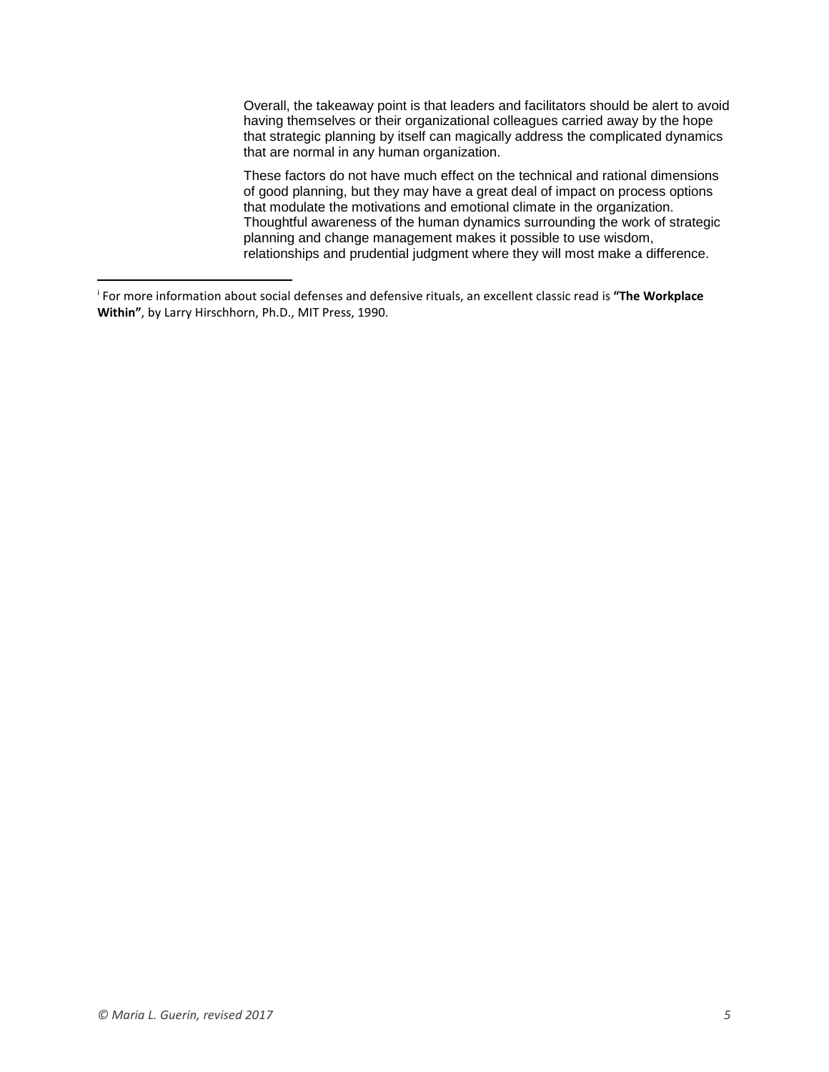Overall, the takeaway point is that leaders and facilitators should be alert to avoid having themselves or their organizational colleagues carried away by the hope that strategic planning by itself can magically address the complicated dynamics that are normal in any human organization.

These factors do not have much effect on the technical and rational dimensions of good planning, but they may have a great deal of impact on process options that modulate the motivations and emotional climate in the organization. Thoughtful awareness of the human dynamics surrounding the work of strategic planning and change management makes it possible to use wisdom, relationships and prudential judgment where they will most make a difference.

---

[i] For more information about social defenses and defensive rituals, an excellent classic read is **"The Workplace Within"**, by Larry Hirschhorn, Ph.D., MIT Press, 1990.